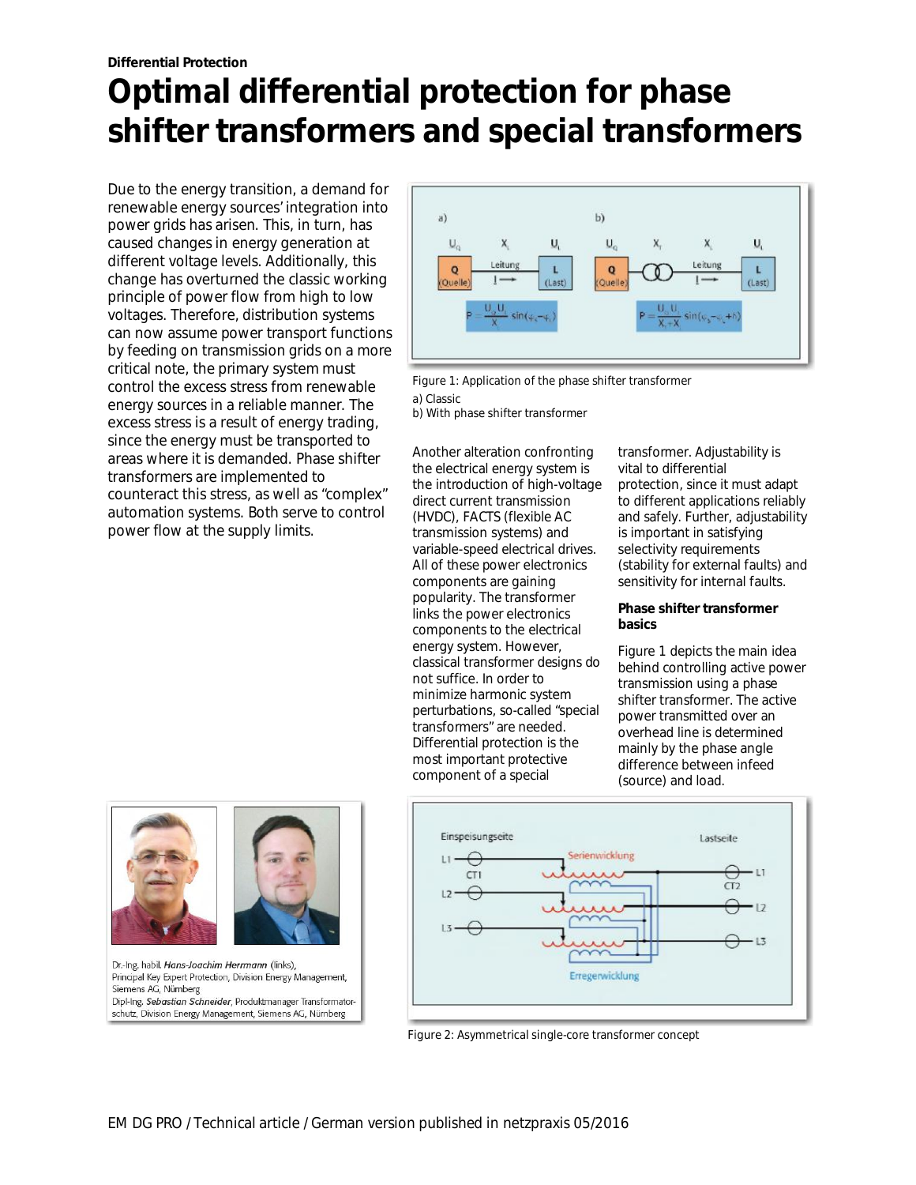Differential Protection

# Optimal differential protection for phase shifter transformers and special transformers

Due to the energy transition, a demand for renewable energy sources' integration into power grids has arisen. This, in turn, has caused changes in energy generation at different voltage levels. Additionally, this change has overturned the classic working principle of power flow from high to low voltages. Therefore, distribution systems can now assume power transport functions by feeding on transmission grids on a more critical note, the primary system must control the excess stress from renewable energy sources in a reliable manner. The excess stress is a result of energy trading, since the energy must be transported to areas where it is demanded. Phase shifter transformers are implemented to counteract this stress, as well as "complex" automation systems. Both serve to control power flow at the supply limits.

Figure 1: Application of the phase shifter transformer
a) Classic
b) With phase shifter transformer

Another alteration confronting the electrical energy system is the introduction of high-voltage direct current transmission (HVDC), FACTS (flexible AC transmission systems) and variable-speed electrical drives. All of these power electronics components are gaining popularity. The transformer links the power electronics components to the electrical energy system. However, classical transformer designs do not suffice. In order to minimize harmonic system perturbations, so-called "special transformers" are needed. Differential protection is the most important protective component of a special transformer. Adjustability is vital to differential protection, since it must adapt to different applications reliably and safely. Further, adjustability is important in satisfying selectivity requirements (stability for external faults) and sensitivity for internal faults.

**Phase shifter transformer basics**

Figure 1 depicts the main idea behind controlling active power transmission using a phase shifter transformer. The active power transmitted over an overhead line is determined mainly by the phase angle difference between infeed (source) and load.

Dr.-Ing. habil. *Hans-Joachim Herrmann* (links), Principal Key Expert Protection, Division Energy Management, Siemens AG, Nürnberg
Dipl-Ing. *Sebastian Schneider*, Produktmanager Transformatorschutz, Division Energy Management, Siemens AG, Nürnberg

Figure 2: Asymmetrical single-core transformer concept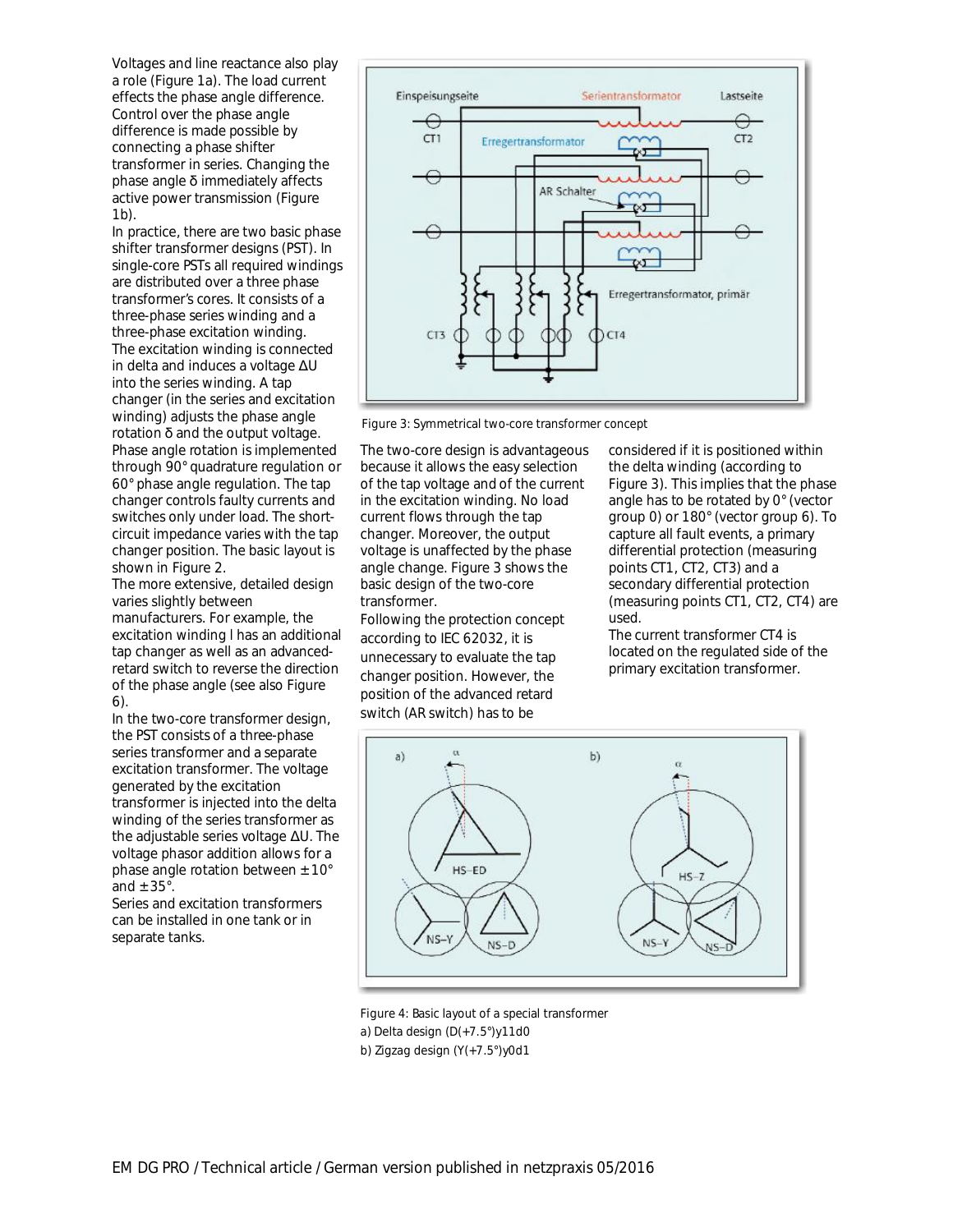Voltages and line reactance also play a role (Figure 1a). The load current effects the phase angle difference. Control over the phase angle difference is made possible by connecting a phase shifter transformer in series. Changing the phase angle δ immediately affects active power transmission (Figure 1b).

In practice, there are two basic phase shifter transformer designs (PST). In single-core PSTs all required windings are distributed over a three phase transformer's cores. It consists of a three-phase series winding and a three-phase excitation winding. The excitation winding is connected in delta and induces a voltage ΔU into the series winding. A tap changer (in the series and excitation winding) adjusts the phase angle rotation δ and the output voltage. Phase angle rotation is implemented through 90° quadrature regulation or 60° phase angle regulation. The tap changer controls faulty currents and switches only under load. The short-circuit impedance varies with the tap changer position. The basic layout is shown in Figure 2.

The more extensive, detailed design varies slightly between manufacturers. For example, the excitation winding I has an additional tap changer as well as an advanced-retard switch to reverse the direction of the phase angle (see also Figure 6).

In the two-core transformer design, the PST consists of a three-phase series transformer and a separate excitation transformer. The voltage generated by the excitation transformer is injected into the delta winding of the series transformer as the adjustable series voltage ΔU. The voltage phasor addition allows for a phase angle rotation between ±10° and ±35°.

Series and excitation transformers can be installed in one tank or in separate tanks.

Figure 3: Symmetrical two-core transformer concept

The two-core design is advantageous because it allows the easy selection of the tap voltage and of the current in the excitation winding. No load current flows through the tap changer. Moreover, the output voltage is unaffected by the phase angle change. Figure 3 shows the basic design of the two-core transformer.

Following the protection concept according to IEC 62032, it is unnecessary to evaluate the tap changer position. However, the position of the advanced retard switch (AR switch) has to be considered if it is positioned within the delta winding (according to Figure 3). This implies that the phase angle has to be rotated by 0° (vector group 0) or 180° (vector group 6). To capture all fault events, a primary differential protection (measuring points CT1, CT2, CT3) and a secondary differential protection (measuring points CT1, CT2, CT4) are used.

The current transformer CT4 is located on the regulated side of the primary excitation transformer.

Figure 4: Basic layout of a special transformer
a) Delta design (D(+7.5°)y11d0
b) Zigzag design (Y(+7.5°)y0d1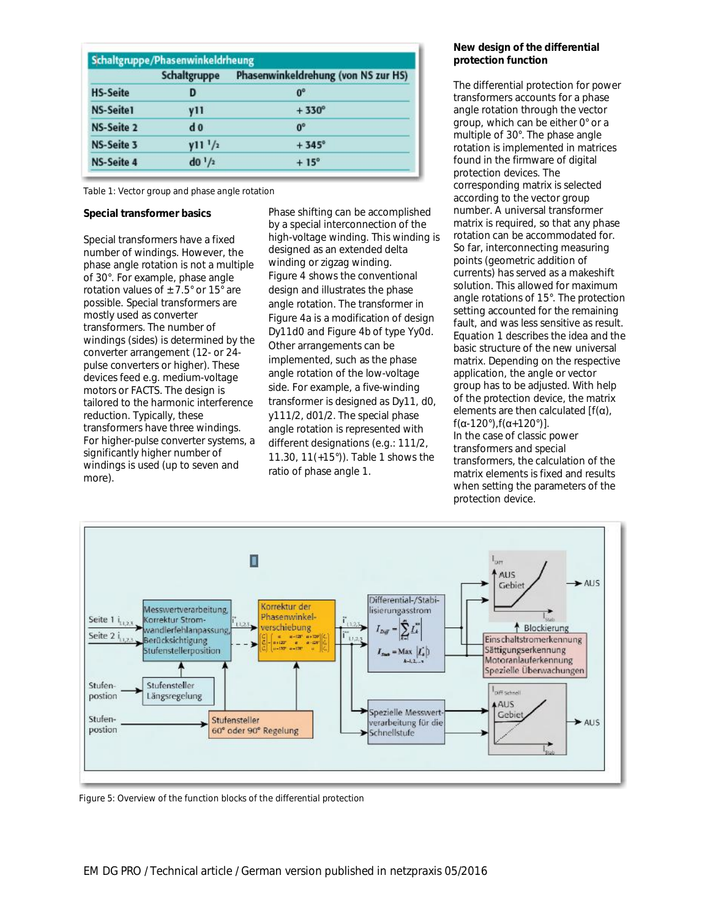| Schaltgruppe/Phasenwinkeldrheung | | |
|---|---|---|
| | Schaltgruppe | Phasenwinkeldrehung (von NS zur HS) |
| HS-Seite | D | 0° |
| NS-Seite1 | y11 | + 330° |
| NS-Seite 2 | d 0 | 0° |
| NS-Seite 3 | y11 1/2 | + 345° |
| NS-Seite 4 | d0 1/2 | + 15° |

Table 1: Vector group and phase angle rotation

### Special transformer basics

Special transformers have a fixed number of windings. However, the phase angle rotation is not a multiple of 30°. For example, phase angle rotation values of ±7.5° or 15° are possible. Special transformers are mostly used as converter transformers. The number of windings (sides) is determined by the converter arrangement (12- or 24-pulse converters or higher). These devices feed e.g. medium-voltage motors or FACTS. The design is tailored to the harmonic interference reduction. Typically, these transformers have three windings. For higher-pulse converter systems, a significantly higher number of windings is used (up to seven and more).

Phase shifting can be accomplished by a special interconnection of the high-voltage winding. This winding is designed as an extended delta winding or zigzag winding. Figure 4 shows the conventional design and illustrates the phase angle rotation. The transformer in Figure 4a is a modification of design Dy11d0 and Figure 4b of type Yy0d. Other arrangements can be implemented, such as the phase angle rotation of the low-voltage side. For example, a five-winding transformer is designed as Dy11, d0, y111/2, d01/2. The special phase angle rotation is represented with different designations (e.g.: 111/2, 11.30, 11(+15°)). Table 1 shows the ratio of phase angle 1.

### New design of the differential protection function

The differential protection for power transformers accounts for a phase angle rotation through the vector group, which can be either 0° or a multiple of 30°. The phase angle rotation is implemented in matrices found in the firmware of digital protection devices. The corresponding matrix is selected according to the vector group number. A universal transformer matrix is required, so that any phase rotation can be accommodated for. So far, interconnecting measuring points (geometric addition of currents) has served as a makeshift solution. This allowed for maximum angle rotations of 15°. The protection setting accounted for the remaining fault, and was less sensitive as result. Equation 1 describes the idea and the basic structure of the new universal matrix. Depending on the respective application, the angle or vector group has to be adjusted. With help of the protection device, the matrix elements are then calculated [f(α), f(α-120°),f(α+120°)].
In the case of classic power transformers and special transformers, the calculation of the matrix elements is fixed and results when setting the parameters of the protection device.

Figure 5: Overview of the function blocks of the differential protection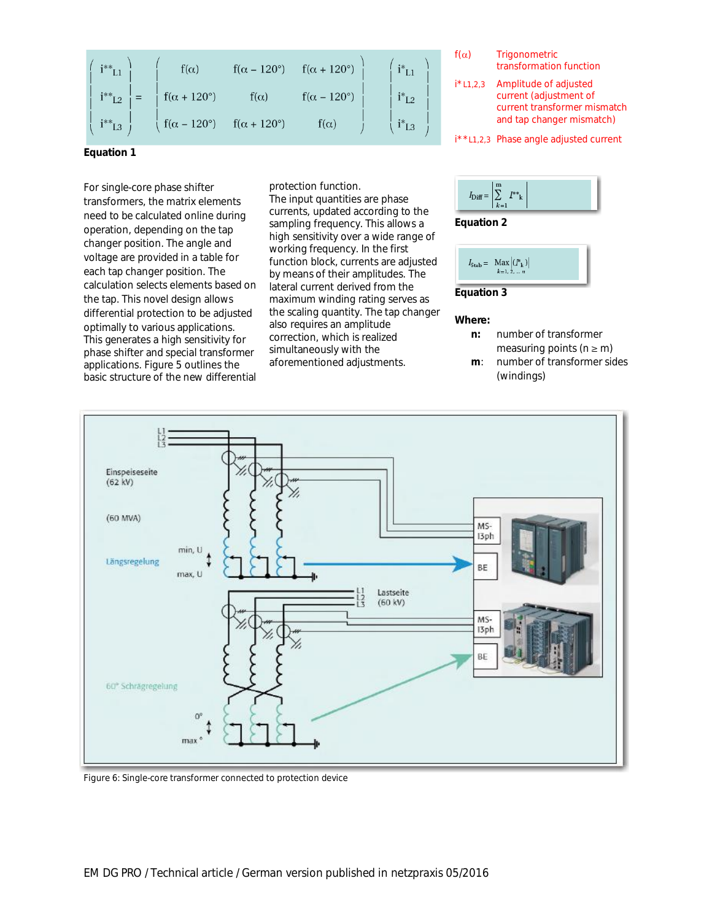$$
\begin{pmatrix} i^{**}_{L1} \\ i^{**}_{L2} \\ i^{**}_{L3} \end{pmatrix} = \begin{pmatrix} f(\alpha) & f(\alpha - 120°) & f(\alpha + 120°) \\ f(\alpha + 120°) & f(\alpha) & f(\alpha - 120°) \\ f(\alpha - 120°) & f(\alpha + 120°) & f(\alpha) \end{pmatrix} \begin{pmatrix} i^{*}_{L1} \\ i^{*}_{L2} \\ i^{*}_{L3} \end{pmatrix}
$$

**Equation 1**

$f(\alpha)$ Trigonometric transformation function

$i^{*}_{L1,2,3}$ Amplitude of adjusted current (adjustment of current transformer mismatch and tap changer mismatch)

$i^{**}_{L1,2,3}$ Phase angle adjusted current

For single-core phase shifter transformers, the matrix elements need to be calculated online during operation, depending on the tap changer position. The angle and voltage are provided in a table for each tap changer position. The calculation selects elements based on the tap. This novel design allows differential protection to be adjusted optimally to various applications. This generates a high sensitivity for phase shifter and special transformer applications. Figure 5 outlines the basic structure of the new differential protection function.

The input quantities are phase currents, updated according to the sampling frequency. This allows a high sensitivity over a wide range of working frequency. In the first function block, currents are adjusted by means of their amplitudes. The lateral current derived from the maximum winding rating serves as the scaling quantity. The tap changer also requires an amplitude correction, which is realized simultaneously with the aforementioned adjustments.

$$
I_{Diff} = \left| \sum_{k=1}^{m} I^{**}_{k} \right|
$$

**Equation 2**

$$
I_{Stab} = \underset{k=1,2,\dots n}{\mathrm{Max}} \left| (I^{*}_{k}) \right|
$$

**Equation 3**

**Where:**

**n:** number of transformer measuring points (n ≥ m)

**m**: number of transformer sides (windings)

Figure 6: Single-core transformer connected to protection device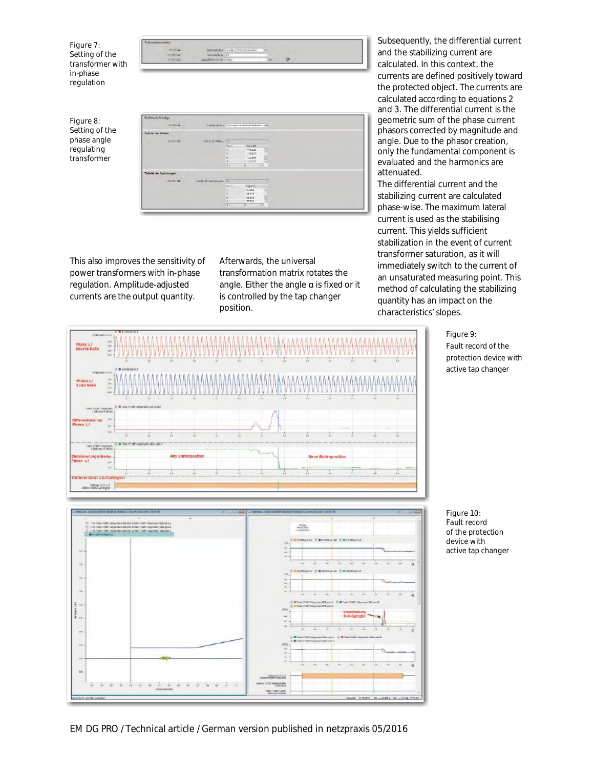Figure 7: Setting of the transformer with in-phase regulation

Figure 8: Setting of the phase angle regulating transformer

This also improves the sensitivity of power transformers with in-phase regulation. Amplitude-adjusted currents are the output quantity.

Afterwards, the universal transformation matrix rotates the angle. Either the angle α is fixed or it is controlled by the tap changer position.

Subsequently, the differential current and the stabilizing current are calculated. In this context, the currents are defined positively toward the protected object. The currents are calculated according to equations 2 and 3. The differential current is the geometric sum of the phase current phasors corrected by magnitude and angle. Due to the phasor creation, only the fundamental component is evaluated and the harmonics are attenuated.

The differential current and the stabilizing current are calculated phase-wise. The maximum lateral current is used as the stabilising current. This yields sufficient stabilization in the event of current transformer saturation, as it will immediately switch to the current of an unsaturated measuring point. This method of calculating the stabilizing quantity has an impact on the characteristics' slopes.

Figure 9: Fault record of the protection device with active tap changer

Figure 10: Fault record of the protection device with active tap changer

EM DG PRO / Technical article / German version published in netzpraxis 05/2016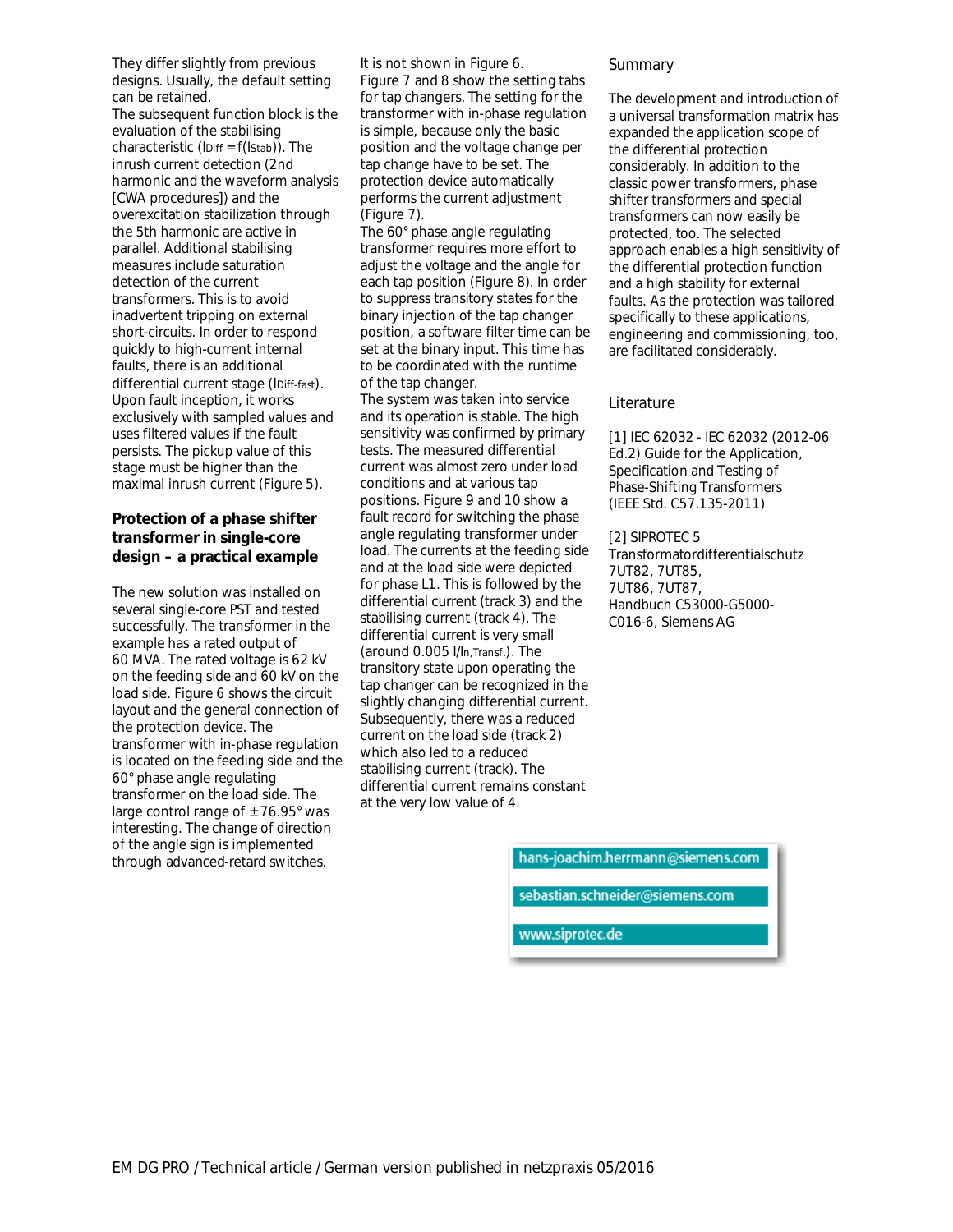They differ slightly from previous designs. Usually, the default setting can be retained.
The subsequent function block is the evaluation of the stabilising characteristic ($I_{Diff} = f(I_{Stab})$). The inrush current detection (2nd harmonic and the waveform analysis [CWA procedures]) and the overexcitation stabilization through the 5th harmonic are active in parallel. Additional stabilising measures include saturation detection of the current transformers. This is to avoid inadvertent tripping on external short-circuits. In order to respond quickly to high-current internal faults, there is an additional differential current stage ($I_{Diff\text{-}fast}$). Upon fault inception, it works exclusively with sampled values and uses filtered values if the fault persists. The pickup value of this stage must be higher than the maximal inrush current (Figure 5).

### Protection of a phase shifter transformer in single-core design – a practical example

The new solution was installed on several single-core PST and tested successfully. The transformer in the example has a rated output of 60 MVA. The rated voltage is 62 kV on the feeding side and 60 kV on the load side. Figure 6 shows the circuit layout and the general connection of the protection device. The transformer with in-phase regulation is located on the feeding side and the 60° phase angle regulating transformer on the load side. The large control range of ±76.95° was interesting. The change of direction of the angle sign is implemented through advanced-retard switches. It is not shown in Figure 6.
Figure 7 and 8 show the setting tabs for tap changers. The setting for the transformer with in-phase regulation is simple, because only the basic position and the voltage change per tap change have to be set. The protection device automatically performs the current adjustment (Figure 7).
The 60° phase angle regulating transformer requires more effort to adjust the voltage and the angle for each tap position (Figure 8). In order to suppress transitory states for the binary injection of the tap changer position, a software filter time can be set at the binary input. This time has to be coordinated with the runtime of the tap changer.
The system was taken into service and its operation is stable. The high sensitivity was confirmed by primary tests. The measured differential current was almost zero under load conditions and at various tap positions. Figure 9 and 10 show a fault record for switching the phase angle regulating transformer under load. The currents at the feeding side and at the load side were depicted for phase L1. This is followed by the differential current (track 3) and the stabilising current (track 4). The differential current is very small (around 0.005 $I/I_{n,Transf.}$). The transitory state upon operating the tap changer can be recognized in the slightly changing differential current. Subsequently, there was a reduced current on the load side (track 2) which also led to a reduced stabilising current (track). The differential current remains constant at the very low value of 4.

## Summary

The development and introduction of a universal transformation matrix has expanded the application scope of the differential protection considerably. In addition to the classic power transformers, phase shifter transformers and special transformers can now easily be protected, too. The selected approach enables a high sensitivity of the differential protection function and a high stability for external faults. As the protection was tailored specifically to these applications, engineering and commissioning, too, are facilitated considerably.

## Literature

[1] IEC 62032 - IEC 62032 (2012-06 Ed.2) Guide for the Application, Specification and Testing of Phase-Shifting Transformers (IEEE Std. C57.135-2011)

[2] SIPROTEC 5 Transformatordifferentialschutz 7UT82, 7UT85, 7UT86, 7UT87, Handbuch C53000-G5000-C016-6, Siemens AG

hans-joachim.herrmann@siemens.com

sebastian.schneider@siemens.com

www.siprotec.de

EM DG PRO / Technical article / German version published in netzpraxis 05/2016